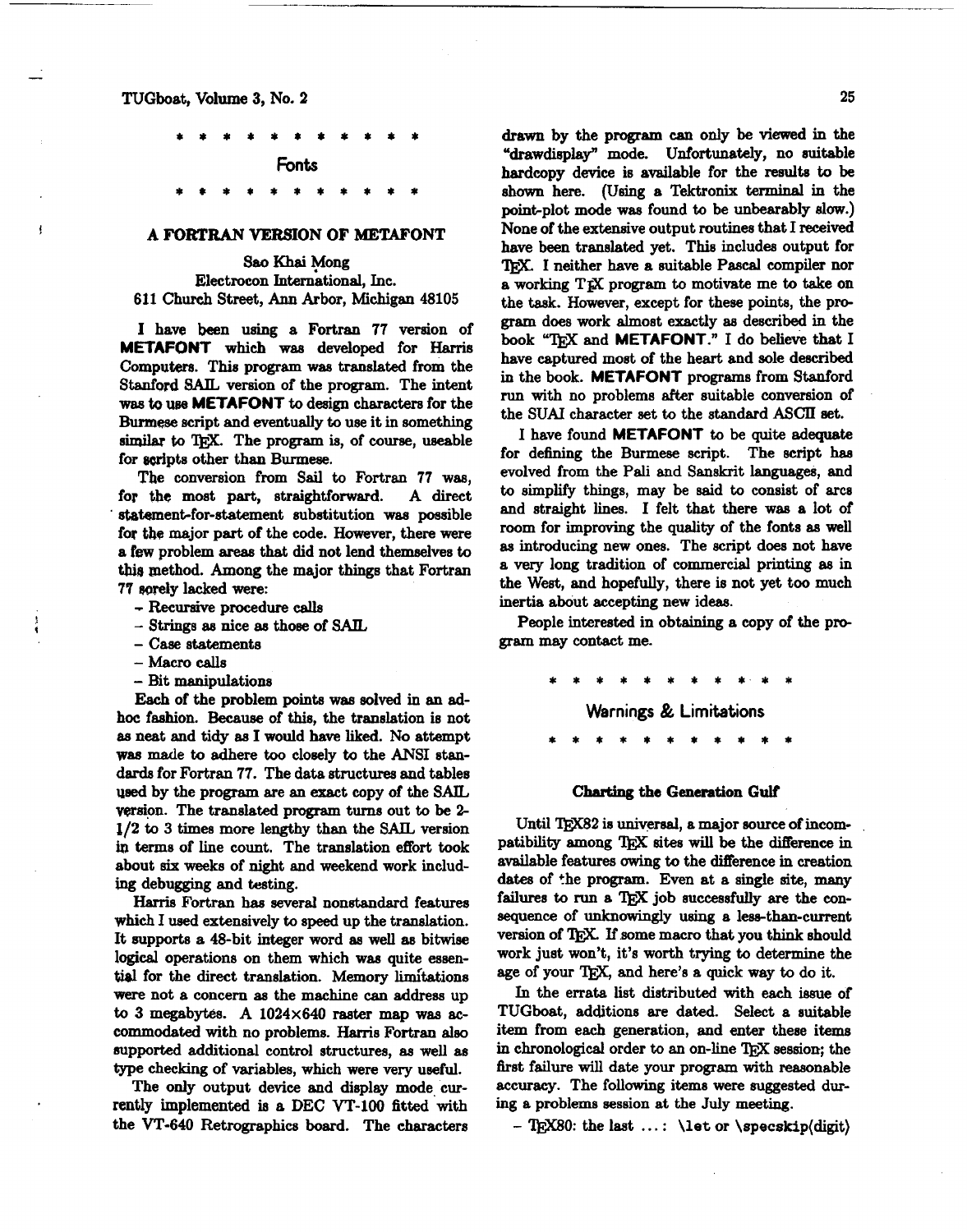* * * * * * * * * * * *

# Fonts

* * * * * * * * * * * *

## A FORTRAN VERSION OF METAFONT

Sao Khai Mong
Electrocon International, Inc.
611 Church Street, Ann Arbor, Michigan 48105

I have been using a Fortran 77 version of **METAFONT** which was developed for Harris Computers. This program was translated from the Stanford SAIL version of the program. The intent was to use **METAFONT** to design characters for the Burmese script and eventually to use it in something similar to TEX. The program is, of course, useable for scripts other than Burmese.

The conversion from Sail to Fortran 77 was, for the most part, straightforward. A direct statement-for-statement substitution was possible for the major part of the code. However, there were a few problem areas that did not lend themselves to this method. Among the major things that Fortran 77 sorely lacked were:

- Recursive procedure calls
- Strings as nice as those of SAIL
- Case statements
- Macro calls
- Bit manipulations

Each of the problem points was solved in an ad-hoc fashion. Because of this, the translation is not as neat and tidy as I would have liked. No attempt was made to adhere too closely to the ANSI standards for Fortran 77. The data structures and tables used by the program are an exact copy of the SAIL version. The translated program turns out to be 2-1/2 to 3 times more lengthy than the SAIL version in terms of line count. The translation effort took about six weeks of night and weekend work including debugging and testing.

Harris Fortran has several nonstandard features which I used extensively to speed up the translation. It supports a 48-bit integer word as well as bitwise logical operations on them which was quite essential for the direct translation. Memory limitations were not a concern as the machine can address up to 3 megabytes. A 1024×640 raster map was accommodated with no problems. Harris Fortran also supported additional control structures, as well as type checking of variables, which were very useful.

The only output device and display mode currently implemented is a DEC VT-100 fitted with the VT-640 Retrographics board. The characters drawn by the program can only be viewed in the "drawdisplay" mode. Unfortunately, no suitable hardcopy device is available for the results to be shown here. (Using a Tektronix terminal in the point-plot mode was found to be unbearably slow.) None of the extensive output routines that I received have been translated yet. This includes output for TEX. I neither have a suitable Pascal compiler nor a working TEX program to motivate me to take on the task. However, except for these points, the program does work almost exactly as described in the book "TEX and **METAFONT**." I do believe that I have captured most of the heart and sole described in the book. **METAFONT** programs from Stanford run with no problems after suitable conversion of the SUAI character set to the standard ASCII set.

I have found **METAFONT** to be quite adequate for defining the Burmese script. The script has evolved from the Pali and Sanskrit languages, and to simplify things, may be said to consist of arcs and straight lines. I felt that there was a lot of room for improving the quality of the fonts as well as introducing new ones. The script does not have a very long tradition of commercial printing as in the West, and hopefully, there is not yet too much inertia about accepting new ideas.

People interested in obtaining a copy of the program may contact me.

* * * * * * * * * * * *

# Warnings & Limitations

* * * * * * * * * * * *

## Charting the Generation Gulf

Until TEX82 is universal, a major source of incompatibility among TEX sites will be the difference in available features owing to the difference in creation dates of the program. Even at a single site, many failures to run a TEX job successfully are the consequence of unknowingly using a less-than-current version of TEX. If some macro that you think should work just won't, it's worth trying to determine the age of your TEX, and here's a quick way to do it.

In the errata list distributed with each issue of TUGboat, additions are dated. Select a suitable item from each generation, and enter these items in chronological order to an on-line TEX session; the first failure will date your program with reasonable accuracy. The following items were suggested during a problems session at the July meeting.

- TEX80: the last ...: `\let` or `\specskip⟨digit⟩`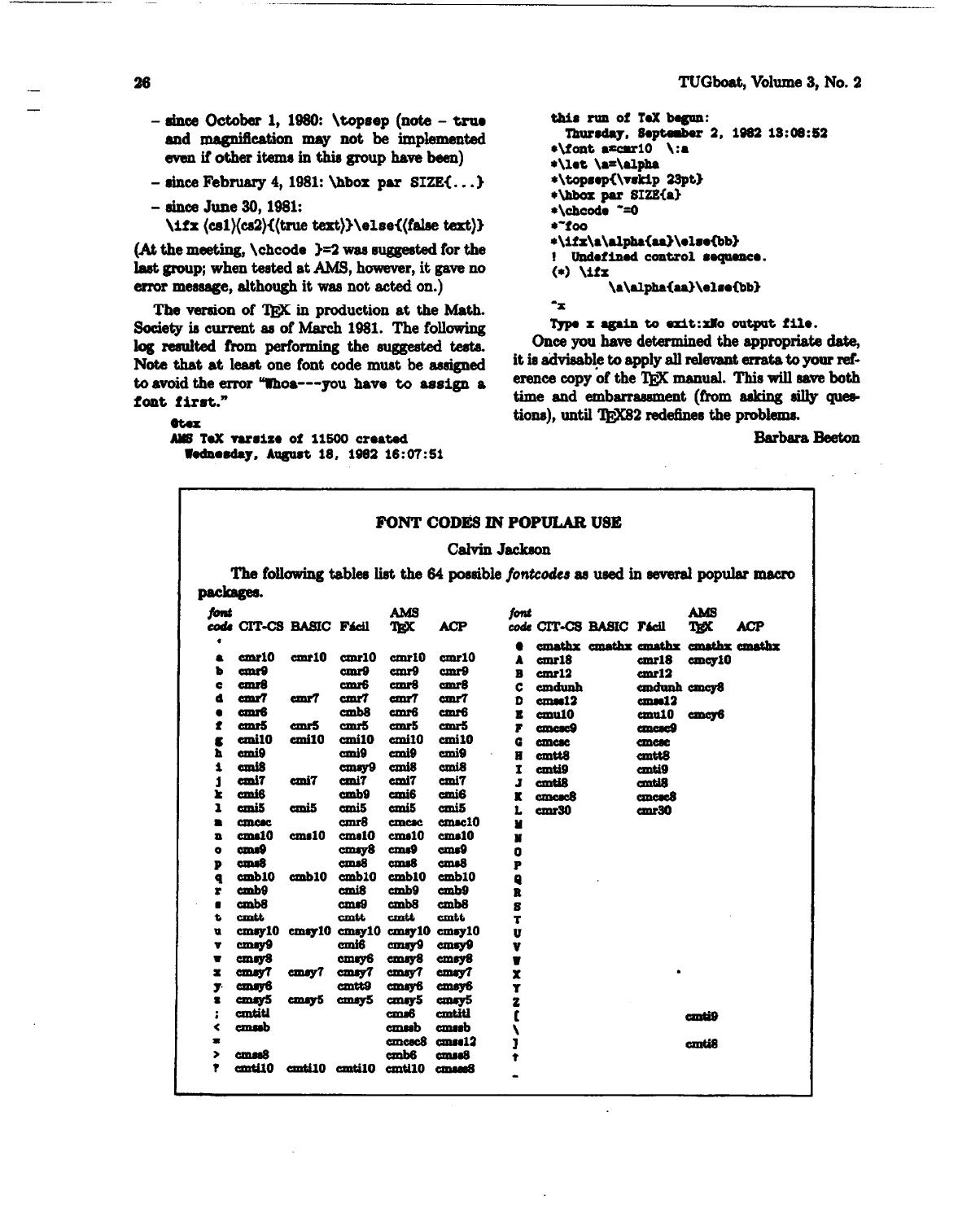– since October 1, 1980: `\topsep` (note – true and magnification may not be implemented even if other items in this group have been)

– since February 4, 1981: `\hbox par SIZE{...}`

– since June 30, 1981:
`\ifx` ⟨cs1⟩⟨cs2⟩{⟨true text⟩}`\else`{⟨false text⟩}

(At the meeting, `\chcode }=2` was suggested for the last group; when tested at AMS, however, it gave no error message, although it was not acted on.)

The version of TEX in production at the Math. Society is current as of March 1981. The following log resulted from performing the suggested tests. Note that at least one font code must be assigned to avoid the error "`Whoa---you have to assign a font first.`"

```
@tex
AMS TeX varsize of 11500 created
  Wednesday, August 18, 1982 16:07:51
this run of TeX begun:
  Thursday, September 2, 1982 13:08:52
*\font a=cmr10  \:a
*\let \a=\alpha
*\topsep{\vskip 23pt}
*\hbox par SIZE{a}
*\chcode ^=0
*^foo
*\ifx\a\alpha{aa}\else{bb}
!  Undefined control sequence.
(*) \ifx
        \a\alpha{aa}\else{bb}

^x
Type x again to exit:xNo output file.
```

Once you have determined the appropriate date, it is advisable to apply all relevant errata to your reference copy of the TEX manual. This will save both time and embarrassment (from asking silly questions), until TEX82 redefines the problems.

Barbara Beeton

## FONT CODES IN POPULAR USE

Calvin Jackson

The following tables list the 64 possible *fontcodes* as used in several popular macro packages.

| *font code* | CIT-CS | BASIC | Fácil | AMS TEX | ACP |
|---|---|---|---|---|---|
| ' | | | | | |
| a | cmr10 | cmr10 | cmr10 | cmr10 | cmr10 |
| b | cmr9 | | cmr9 | cmr9 | cmr9 |
| c | cmr8 | | cmr6 | cmr8 | cmr8 |
| d | cmr7 | cmr7 | cmr7 | cmr7 | cmr7 |
| e | cmr6 | | cmb8 | cmr6 | cmr6 |
| f | cmr5 | cmr5 | cmr5 | cmr5 | cmr5 |
| g | cmi10 | cmi10 | cmi10 | cmi10 | cmi10 |
| h | cmi9 | | cmi9 | cmi9 | cmi9 |
| i | cmi8 | | cmsy9 | cmi8 | cmi8 |
| j | cmi7 | cmi7 | cmi7 | cmi7 | cmi7 |
| k | cmi6 | | cmb9 | cmi6 | cmi6 |
| l | cmi5 | cmi5 | cmi5 | cmi5 | cmi5 |
| m | cmcsc | | cmr8 | cmcsc | cmsc10 |
| n | cms10 | cms10 | cms10 | cms10 | cms10 |
| o | cms9 | | cmsy8 | cms9 | cms9 |
| p | cms8 | | cms8 | cms8 | cms8 |
| q | cmb10 | cmb10 | cmb10 | cmb10 | cmb10 |
| r | cmb9 | | cmi8 | cmb9 | cmb9 |
| s | cmb8 | | cms9 | cmb8 | cmb8 |
| t | cmtt | | cmtt | cmtt | cmtt |
| u | cmsy10 | cmsy10 | cmsy10 | cmsy10 | cmsy10 |
| v | cmsy9 | | cmi6 | cmsy9 | cmsy9 |
| w | cmsy8 | | cmsy6 | cmsy8 | cmsy8 |
| x | cmsy7 | cmsy7 | cmsy7 | cmsy7 | cmsy7 |
| y | cmsy6 | | cmtt9 | cmsy6 | cmsy6 |
| z | cmsy5 | cmsy5 | cmsy5 | cmsy5 | cmsy5 |
| ; | cmtitl | | | cms6 | cmtitl |
| < | cmssb | | | cmssb | cmssb |
| = | | | | cmcsc8 | cmssl2 |
| > | cmss8 | | | cmb6 | cmss8 |
| ? | cmti10 | cmti10 | cmti10 | cmti10 | cmss8 |

| *font code* | CIT-CS | BASIC | Fácil | AMS TEX | ACP |
|---|---|---|---|---|---|
| @ | cmathx | cmathx | cmathx | cmathx | cmathx |
| A | cmr18 | | cmr18 | cmcy10 | |
| B | cmr12 | | cmr12 | | |
| C | cmdunh | | cmdunh | cmcy8 | |
| D | cmssl2 | | cmssl2 | | |
| E | cmu10 | | cmu10 | cmcy6 | |
| F | cmcsc9 | | cmcsc9 | | |
| G | cmcsc | | cmcsc | | |
| H | cmtt8 | | cmtt8 | | |
| I | cmti9 | | cmti9 | | |
| J | cmti8 | | cmti8 | | |
| K | cmcsc8 | | cmcsc8 | | |
| L | cmr30 | | cmr30 | | |
| M | | | | | |
| N | | | | | |
| O | | | | | |
| P | | | | | |
| Q | | | | | |
| R | | | | | |
| S | | | | | |
| T | | | | | |
| U | | | | | |
| V | | | | | |
| W | | | | | |
| X | | | | | |
| Y | | | | | |
| Z | | | | | |
| [ | | | | cmti9 | |
| \ | | | | | |
| ] | | | | cmti8 | |
| ↑ | | | | | |
| ← | | | | | |